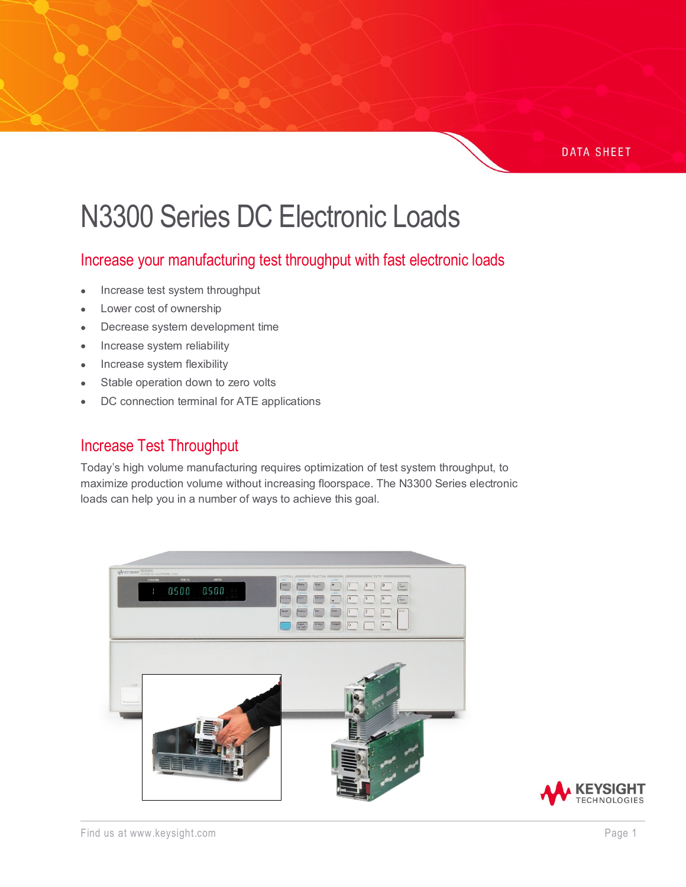DATA SHEET

# N3300 Series DC Electronic Loads

## Increase your manufacturing test throughput with fast electronic loads

- Increase test system throughput
- Lower cost of ownership
- Decrease system development time
- Increase system reliability
- Increase system flexibility
- Stable operation down to zero volts
- DC connection terminal for ATE applications

## Increase Test Throughput

Today's high volume manufacturing requires optimization of test system throughput, to maximize production volume without increasing floorspace. The N3300 Series electronic loads can help you in a number of ways to achieve this goal.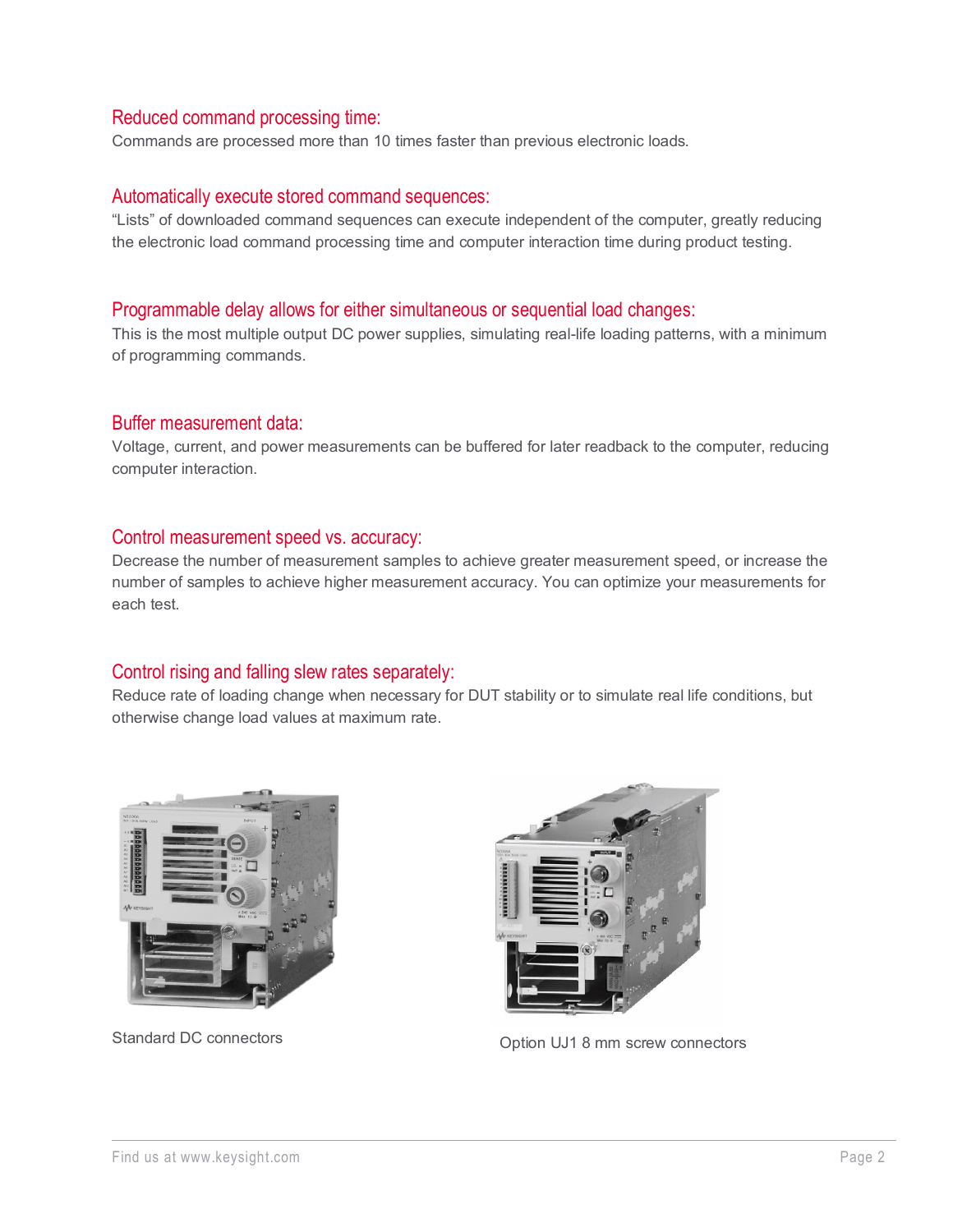## Reduced command processing time:

Commands are processed more than 10 times faster than previous electronic loads.

## Automatically execute stored command sequences:

"Lists" of downloaded command sequences can execute independent of the computer, greatly reducing the electronic load command processing time and computer interaction time during product testing.

## Programmable delay allows for either simultaneous or sequential load changes:

This is the most multiple output DC power supplies, simulating real-life loading patterns, with a minimum of programming commands.

## Buffer measurement data:

Voltage, current, and power measurements can be buffered for later readback to the computer, reducing computer interaction.

## Control measurement speed vs. accuracy:

Decrease the number of measurement samples to achieve greater measurement speed, or increase the number of samples to achieve higher measurement accuracy. You can optimize your measurements for each test.

## Control rising and falling slew rates separately:

Reduce rate of loading change when necessary for DUT stability or to simulate real life conditions, but otherwise change load values at maximum rate.

Standard DC connectors

Option UJ1 8 mm screw connectors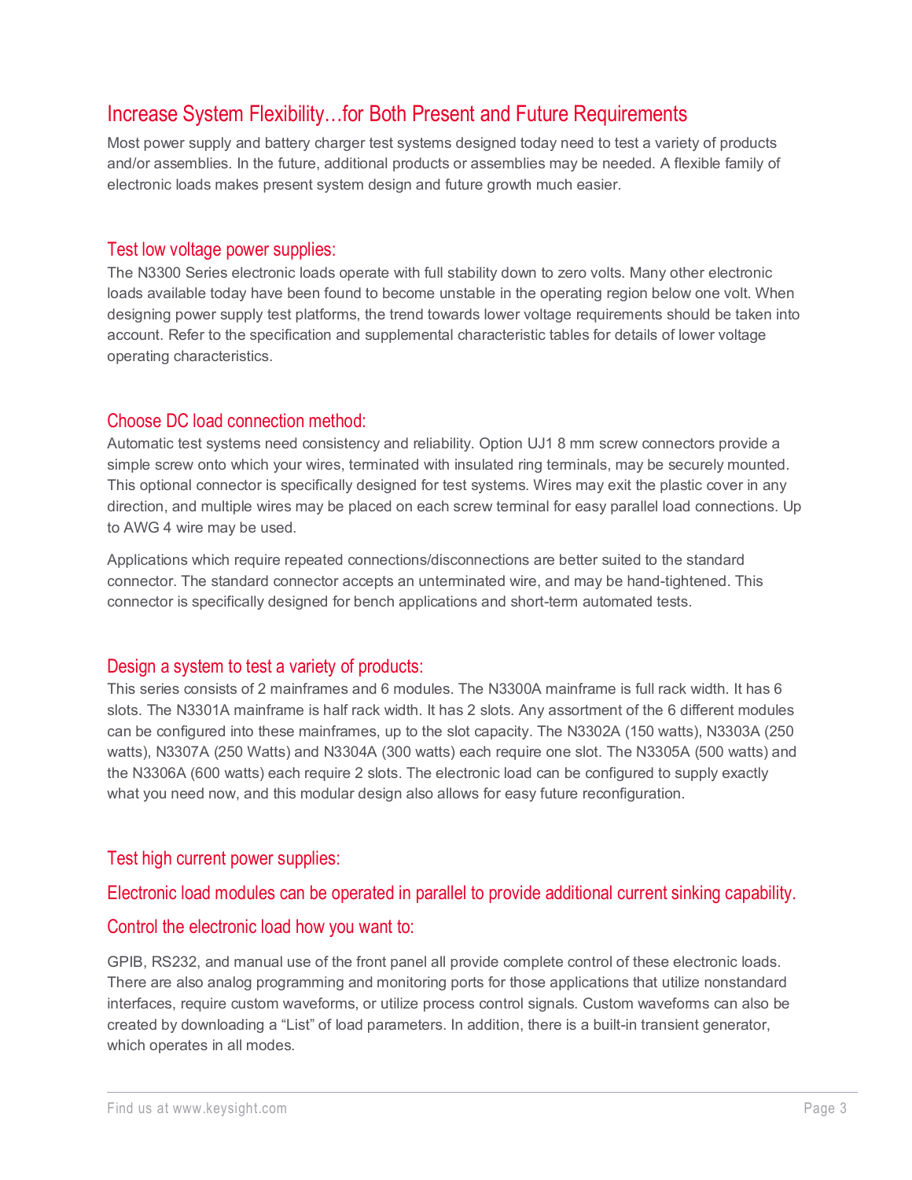## Increase System Flexibility…for Both Present and Future Requirements

Most power supply and battery charger test systems designed today need to test a variety of products and/or assemblies. In the future, additional products or assemblies may be needed. A flexible family of electronic loads makes present system design and future growth much easier.

### Test low voltage power supplies:

The N3300 Series electronic loads operate with full stability down to zero volts. Many other electronic loads available today have been found to become unstable in the operating region below one volt. When designing power supply test platforms, the trend towards lower voltage requirements should be taken into account. Refer to the specification and supplemental characteristic tables for details of lower voltage operating characteristics.

### Choose DC load connection method:

Automatic test systems need consistency and reliability. Option UJ1 8 mm screw connectors provide a simple screw onto which your wires, terminated with insulated ring terminals, may be securely mounted. This optional connector is specifically designed for test systems. Wires may exit the plastic cover in any direction, and multiple wires may be placed on each screw terminal for easy parallel load connections. Up to AWG 4 wire may be used.

Applications which require repeated connections/disconnections are better suited to the standard connector. The standard connector accepts an unterminated wire, and may be hand-tightened. This connector is specifically designed for bench applications and short-term automated tests.

### Design a system to test a variety of products:

This series consists of 2 mainframes and 6 modules. The N3300A mainframe is full rack width. It has 6 slots. The N3301A mainframe is half rack width. It has 2 slots. Any assortment of the 6 different modules can be configured into these mainframes, up to the slot capacity. The N3302A (150 watts), N3303A (250 watts), N3307A (250 Watts) and N3304A (300 watts) each require one slot. The N3305A (500 watts) and the N3306A (600 watts) each require 2 slots. The electronic load can be configured to supply exactly what you need now, and this modular design also allows for easy future reconfiguration.

### Test high current power supplies:

### Electronic load modules can be operated in parallel to provide additional current sinking capability.

### Control the electronic load how you want to:

GPIB, RS232, and manual use of the front panel all provide complete control of these electronic loads. There are also analog programming and monitoring ports for those applications that utilize nonstandard interfaces, require custom waveforms, or utilize process control signals. Custom waveforms can also be created by downloading a “List” of load parameters. In addition, there is a built-in transient generator, which operates in all modes.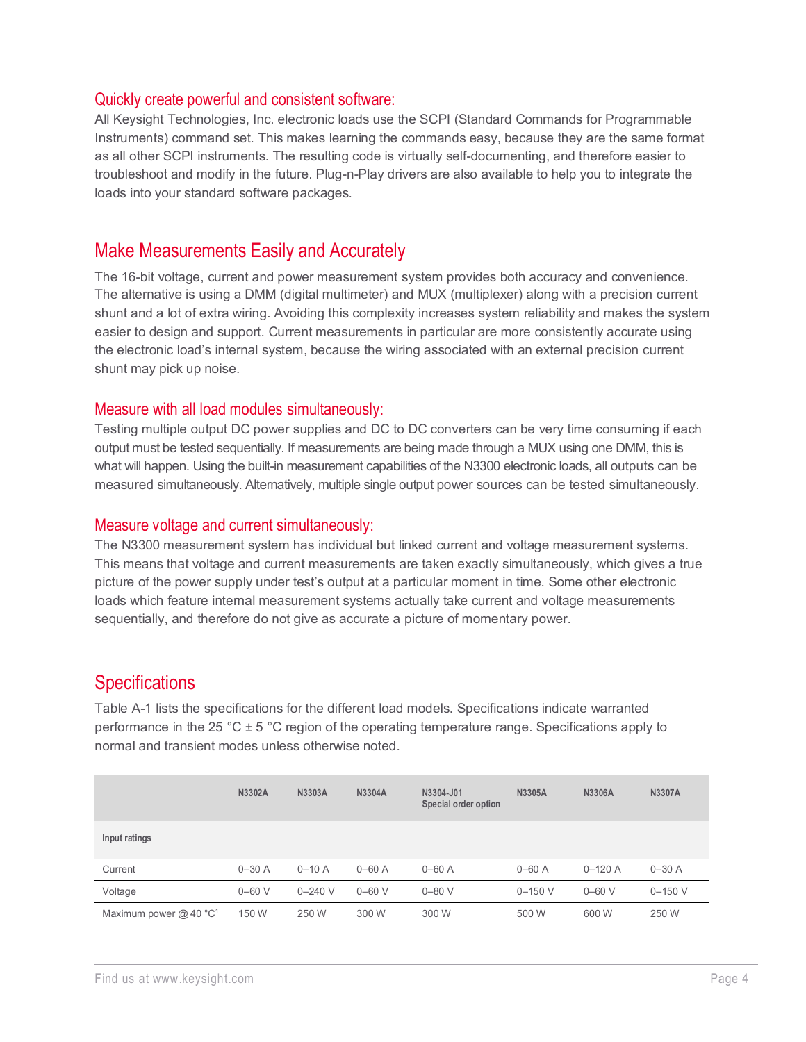### Quickly create powerful and consistent software:

All Keysight Technologies, Inc. electronic loads use the SCPI (Standard Commands for Programmable Instruments) command set. This makes learning the commands easy, because they are the same format as all other SCPI instruments. The resulting code is virtually self-documenting, and therefore easier to troubleshoot and modify in the future. Plug-n-Play drivers are also available to help you to integrate the loads into your standard software packages.

## Make Measurements Easily and Accurately

The 16-bit voltage, current and power measurement system provides both accuracy and convenience. The alternative is using a DMM (digital multimeter) and MUX (multiplexer) along with a precision current shunt and a lot of extra wiring. Avoiding this complexity increases system reliability and makes the system easier to design and support. Current measurements in particular are more consistently accurate using the electronic load's internal system, because the wiring associated with an external precision current shunt may pick up noise.

### Measure with all load modules simultaneously:

Testing multiple output DC power supplies and DC to DC converters can be very time consuming if each output must be tested sequentially. If measurements are being made through a MUX using one DMM, this is what will happen. Using the built-in measurement capabilities of the N3300 electronic loads, all outputs can be measured simultaneously. Alternatively, multiple single output power sources can be tested simultaneously.

### Measure voltage and current simultaneously:

The N3300 measurement system has individual but linked current and voltage measurement systems. This means that voltage and current measurements are taken exactly simultaneously, which gives a true picture of the power supply under test's output at a particular moment in time. Some other electronic loads which feature internal measurement systems actually take current and voltage measurements sequentially, and therefore do not give as accurate a picture of momentary power.

## Specifications

Table A-1 lists the specifications for the different load models. Specifications indicate warranted performance in the 25 °C ± 5 °C region of the operating temperature range. Specifications apply to normal and transient modes unless otherwise noted.

| | N3302A | N3303A | N3304A | N3304-J01 Special order option | N3305A | N3306A | N3307A |
|---|---|---|---|---|---|---|---|
| **Input ratings** | | | | | | | |
| Current | 0–30 A | 0–10 A | 0–60 A | 0–60 A | 0–60 A | 0–120 A | 0–30 A |
| Voltage | 0–60 V | 0–240 V | 0–60 V | 0–80 V | 0–150 V | 0–60 V | 0–150 V |
| Maximum power @ 40 °C[1] | 150 W | 250 W | 300 W | 300 W | 500 W | 600 W | 250 W |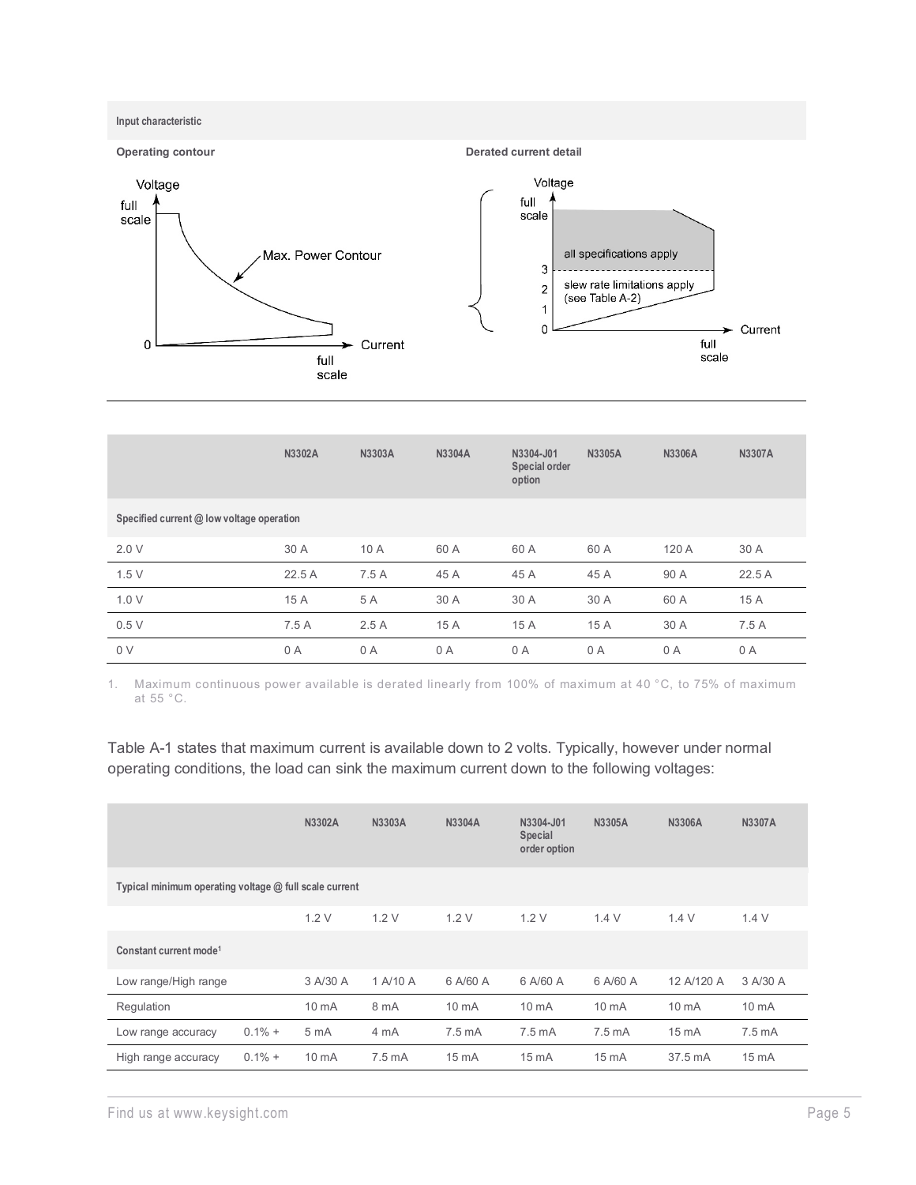**Input characteristic**

**Operating contour**

**Derated current detail**

| | N3302A | N3303A | N3304A | N3304-J01 Special order option | N3305A | N3306A | N3307A |
|---|---|---|---|---|---|---|---|
| **Specified current @ low voltage operation** | | | | | | | |
| 2.0 V | 30 A | 10 A | 60 A | 60 A | 60 A | 120 A | 30 A |
| 1.5 V | 22.5 A | 7.5 A | 45 A | 45 A | 45 A | 90 A | 22.5 A |
| 1.0 V | 15 A | 5 A | 30 A | 30 A | 30 A | 60 A | 15 A |
| 0.5 V | 7.5 A | 2.5 A | 15 A | 15 A | 15 A | 30 A | 7.5 A |
| 0 V | 0 A | 0 A | 0 A | 0 A | 0 A | 0 A | 0 A |

1. Maximum continuous power available is derated linearly from 100% of maximum at 40 °C, to 75% of maximum at 55 °C.

Table A-1 states that maximum current is available down to 2 volts. Typically, however under normal operating conditions, the load can sink the maximum current down to the following voltages:

| | | N3302A | N3303A | N3304A | N3304-J01 Special order option | N3305A | N3306A | N3307A |
|---|---|---|---|---|---|---|---|---|
| **Typical minimum operating voltage @ full scale current** | | | | | | | | |
| | | 1.2 V | 1.2 V | 1.2 V | 1.2 V | 1.4 V | 1.4 V | 1.4 V |
| **Constant current mode[1]** | | | | | | | | |
| Low range/High range | | 3 A/30 A | 1 A/10 A | 6 A/60 A | 6 A/60 A | 6 A/60 A | 12 A/120 A | 3 A/30 A |
| Regulation | | 10 mA | 8 mA | 10 mA | 10 mA | 10 mA | 10 mA | 10 mA |
| Low range accuracy | 0.1% + | 5 mA | 4 mA | 7.5 mA | 7.5 mA | 7.5 mA | 15 mA | 7.5 mA |
| High range accuracy | 0.1% + | 10 mA | 7.5 mA | 15 mA | 15 mA | 15 mA | 37.5 mA | 15 mA |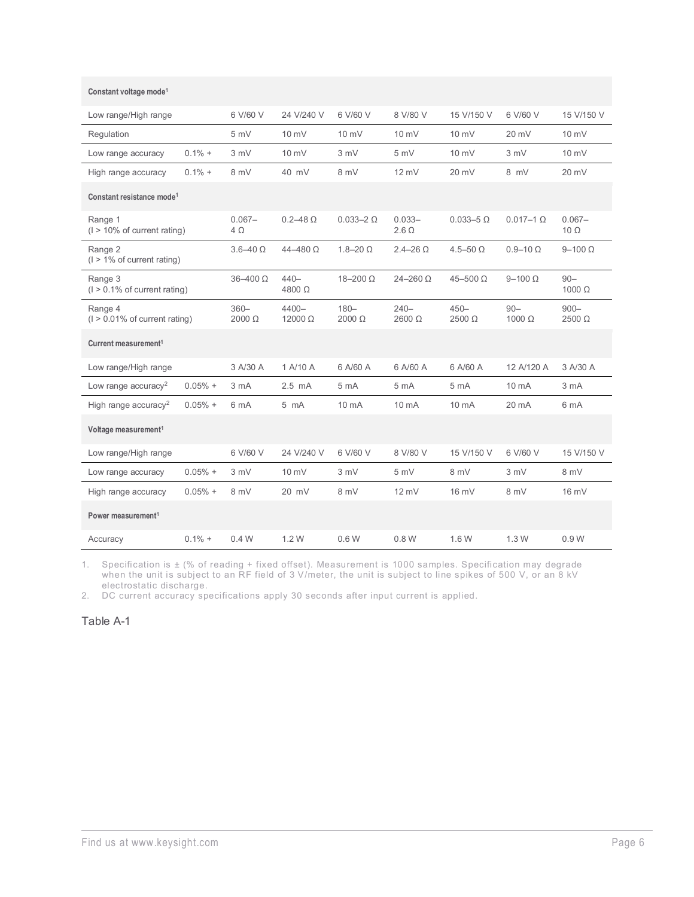| Constant voltage mode[1] | | | | | | | | |
|---|---|---|---|---|---|---|---|---|
| Low range/High range | | 6 V/60 V | 24 V/240 V | 6 V/60 V | 8 V/80 V | 15 V/150 V | 6 V/60 V | 15 V/150 V |
| Regulation | | 5 mV | 10 mV | 10 mV | 10 mV | 10 mV | 20 mV | 10 mV |
| Low range accuracy | 0.1% + | 3 mV | 10 mV | 3 mV | 5 mV | 10 mV | 3 mV | 10 mV |
| High range accuracy | 0.1% + | 8 mV | 40 mV | 8 mV | 12 mV | 20 mV | 8 mV | 20 mV |
| **Constant resistance mode[1]** | | | | | | | | |
| Range 1 (I > 10% of current rating) | | 0.067–4 Ω | 0.2–48 Ω | 0.033–2 Ω | 0.033–2.6 Ω | 0.033–5 Ω | 0.017–1 Ω | 0.067–10 Ω |
| Range 2 (I > 1% of current rating) | | 3.6–40 Ω | 44–480 Ω | 1.8–20 Ω | 2.4–26 Ω | 4.5–50 Ω | 0.9–10 Ω | 9–100 Ω |
| Range 3 (I > 0.1% of current rating) | | 36–400 Ω | 440–4800 Ω | 18–200 Ω | 24–260 Ω | 45–500 Ω | 9–100 Ω | 90–1000 Ω |
| Range 4 (I > 0.01% of current rating) | | 360–2000 Ω | 4400–12000 Ω | 180–2000 Ω | 240–2600 Ω | 450–2500 Ω | 90–1000 Ω | 900–2500 Ω |
| **Current measurement[1]** | | | | | | | | |
| Low range/High range | | 3 A/30 A | 1 A/10 A | 6 A/60 A | 6 A/60 A | 6 A/60 A | 12 A/120 A | 3 A/30 A |
| Low range accuracy[2] | 0.05% + | 3 mA | 2.5 mA | 5 mA | 5 mA | 5 mA | 10 mA | 3 mA |
| High range accuracy[2] | 0.05% + | 6 mA | 5 mA | 10 mA | 10 mA | 10 mA | 20 mA | 6 mA |
| **Voltage measurement[1]** | | | | | | | | |
| Low range/High range | | 6 V/60 V | 24 V/240 V | 6 V/60 V | 8 V/80 V | 15 V/150 V | 6 V/60 V | 15 V/150 V |
| Low range accuracy | 0.05% + | 3 mV | 10 mV | 3 mV | 5 mV | 8 mV | 3 mV | 8 mV |
| High range accuracy | 0.05% + | 8 mV | 20 mV | 8 mV | 12 mV | 16 mV | 8 mV | 16 mV |
| **Power measurement[1]** | | | | | | | | |
| Accuracy | 0.1% + | 0.4 W | 1.2 W | 0.6 W | 0.8 W | 1.6 W | 1.3 W | 0.9 W |

1. Specification is ± (% of reading + fixed offset). Measurement is 1000 samples. Specification may degrade when the unit is subject to an RF field of 3 V/meter, the unit is subject to line spikes of 500 V, or an 8 kV electrostatic discharge.
2. DC current accuracy specifications apply 30 seconds after input current is applied.

Table A-1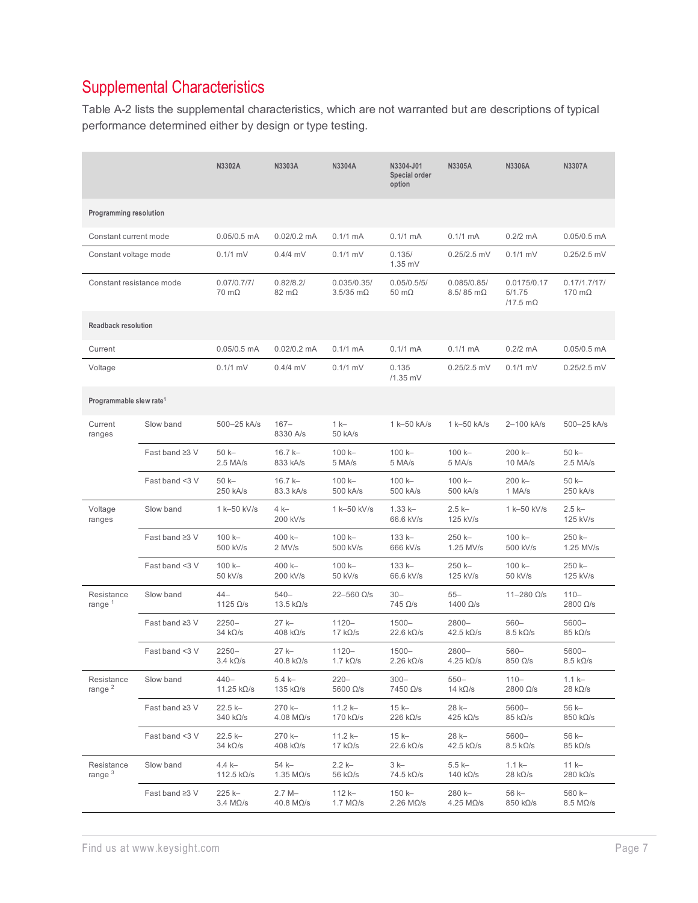## Supplemental Characteristics

Table A-2 lists the supplemental characteristics, which are not warranted but are descriptions of typical performance determined either by design or type testing.

| | | N3302A | N3303A | N3304A | N3304-J01 Special order option | N3305A | N3306A | N3307A |
|---|---|---|---|---|---|---|---|---|
| **Programming resolution** | | | | | | | | |
| Constant current mode | | 0.05/0.5 mA | 0.02/0.2 mA | 0.1/1 mA | 0.1/1 mA | 0.1/1 mA | 0.2/2 mA | 0.05/0.5 mA |
| Constant voltage mode | | 0.1/1 mV | 0.4/4 mV | 0.1/1 mV | 0.135/ 1.35 mV | 0.25/2.5 mV | 0.1/1 mV | 0.25/2.5 mV |
| Constant resistance mode | | 0.07/0.7/7/ 70 mΩ | 0.82/8.2/ 82 mΩ | 0.035/0.35/ 3.5/35 mΩ | 0.05/0.5/5/ 50 mΩ | 0.085/0.85/ 8.5/ 85 mΩ | 0.0175/0.17 5/1.75 /17.5 mΩ | 0.17/1.7/17/ 170 mΩ |
| **Readback resolution** | | | | | | | | |
| Current | | 0.05/0.5 mA | 0.02/0.2 mA | 0.1/1 mA | 0.1/1 mA | 0.1/1 mA | 0.2/2 mA | 0.05/0.5 mA |
| Voltage | | 0.1/1 mV | 0.4/4 mV | 0.1/1 mV | 0.135 /1.35 mV | 0.25/2.5 mV | 0.1/1 mV | 0.25/2.5 mV |
| **Programmable slew rate[1]** | | | | | | | | |
| Current ranges | Slow band | 500–25 kA/s | 167– 8330 A/s | 1 k– 50 kA/s | 1 k–50 kA/s | 1 k–50 kA/s | 2–100 kA/s | 500–25 kA/s |
| | Fast band ≥3 V | 50 k– 2.5 MA/s | 16.7 k– 833 kA/s | 100 k– 5 MA/s | 100 k– 5 MA/s | 100 k– 5 MA/s | 200 k– 10 MA/s | 50 k– 2.5 MA/s |
| | Fast band <3 V | 50 k– 250 kA/s | 16.7 k– 83.3 kA/s | 100 k– 500 kA/s | 100 k– 500 kA/s | 100 k– 500 kA/s | 200 k– 1 MA/s | 50 k– 250 kA/s |
| Voltage ranges | Slow band | 1 k–50 kV/s | 4 k– 200 kV/s | 1 k–50 kV/s | 1.33 k– 66.6 kV/s | 2.5 k– 125 kV/s | 1 k–50 kV/s | 2.5 k– 125 kV/s |
| | Fast band ≥3 V | 100 k– 500 kV/s | 400 k– 2 MV/s | 100 k– 500 kV/s | 133 k– 666 kV/s | 250 k– 1.25 MV/s | 100 k– 500 kV/s | 250 k– 1.25 MV/s |
| | Fast band <3 V | 100 k– 50 kV/s | 400 k– 200 kV/s | 100 k– 50 kV/s | 133 k– 66.6 kV/s | 250 k– 125 kV/s | 100 k– 50 kV/s | 250 k– 125 kV/s |
| Resistance range [1] | Slow band | 44– 1125 Ω/s | 540– 13.5 kΩ/s | 22–560 Ω/s | 30– 745 Ω/s | 55– 1400 Ω/s | 11–280 Ω/s | 110– 2800 Ω/s |
| | Fast band ≥3 V | 2250– 34 kΩ/s | 27 k– 408 kΩ/s | 1120– 17 kΩ/s | 1500– 22.6 kΩ/s | 2800– 42.5 kΩ/s | 560– 8.5 kΩ/s | 5600– 85 kΩ/s |
| | Fast band <3 V | 2250– 3.4 kΩ/s | 27 k– 40.8 kΩ/s | 1120– 1.7 kΩ/s | 1500– 2.26 kΩ/s | 2800– 4.25 kΩ/s | 560– 850 Ω/s | 5600– 8.5 kΩ/s |
| Resistance range [2] | Slow band | 440– 11.25 kΩ/s | 5.4 k– 135 kΩ/s | 220– 5600 Ω/s | 300– 7450 Ω/s | 550– 14 kΩ/s | 110– 2800 Ω/s | 1.1 k– 28 kΩ/s |
| | Fast band ≥3 V | 22.5 k– 340 kΩ/s | 270 k– 4.08 MΩ/s | 11.2 k– 170 kΩ/s | 15 k– 226 kΩ/s | 28 k– 425 kΩ/s | 5600– 85 kΩ/s | 56 k– 850 kΩ/s |
| | Fast band <3 V | 22.5 k– 34 kΩ/s | 270 k– 408 kΩ/s | 11.2 k– 17 kΩ/s | 15 k– 22.6 kΩ/s | 28 k– 42.5 kΩ/s | 5600– 8.5 kΩ/s | 56 k– 85 kΩ/s |
| Resistance range [3] | Slow band | 4.4 k– 112.5 kΩ/s | 54 k– 1.35 MΩ/s | 2.2 k– 56 kΩ/s | 3 k– 74.5 kΩ/s | 5.5 k– 140 kΩ/s | 1.1 k– 28 kΩ/s | 11 k– 280 kΩ/s |
| | Fast band ≥3 V | 225 k– 3.4 MΩ/s | 2.7 M– 40.8 MΩ/s | 112 k– 1.7 MΩ/s | 150 k– 2.26 MΩ/s | 280 k– 4.25 MΩ/s | 56 k– 850 kΩ/s | 560 k– 8.5 MΩ/s |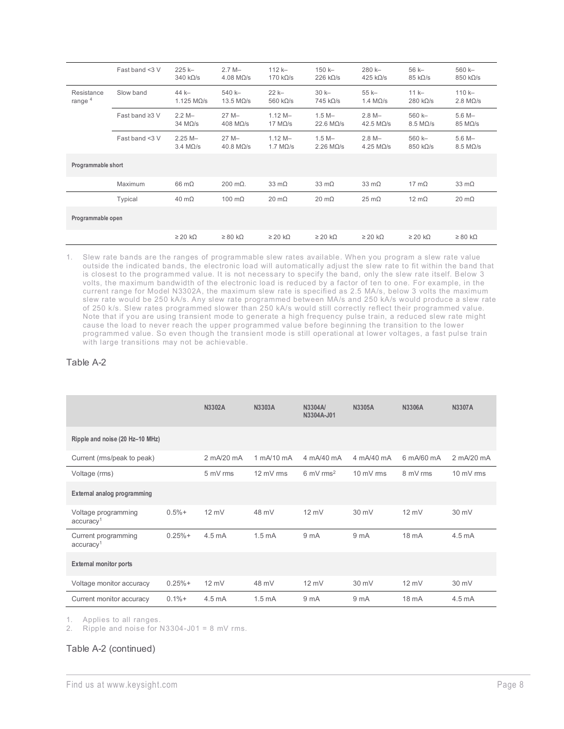|  |  |  |  |  |  |  |  |  |
|---|---|---|---|---|---|---|---|---|
|  | Fast band <3 V | 225 k–340 kΩ/s | 2.7 M–4.08 MΩ/s | 112 k–170 kΩ/s | 150 k–226 kΩ/s | 280 k–425 kΩ/s | 56 k–85 kΩ/s | 560 k–850 kΩ/s |
| Resistance range [4] | Slow band | 44 k–1.125 MΩ/s | 540 k–13.5 MΩ/s | 22 k–560 kΩ/s | 30 k–745 kΩ/s | 55 k–1.4 MΩ/s | 11 k–280 kΩ/s | 110 k–2.8 MΩ/s |
|  | Fast band ≥3 V | 2.2 M–34 MΩ/s | 27 M–408 MΩ/s | 1.12 M–17 MΩ/s | 1.5 M–22.6 MΩ/s | 2.8 M–42.5 MΩ/s | 560 k–8.5 MΩ/s | 5.6 M–85 MΩ/s |
|  | Fast band <3 V | 2.25 M–3.4 MΩ/s | 27 M–40.8 MΩ/s | 1.12 M–1.7 MΩ/s | 1.5 M–2.26 MΩ/s | 2.8 M–4.25 MΩ/s | 560 k–850 kΩ/s | 5.6 M–8.5 MΩ/s |
| **Programmable short** |  |  |  |  |  |  |  |  |
|  | Maximum | 66 mΩ | 200 mΩ. | 33 mΩ | 33 mΩ | 33 mΩ | 17 mΩ | 33 mΩ |
|  | Typical | 40 mΩ | 100 mΩ | 20 mΩ | 20 mΩ | 25 mΩ | 12 mΩ | 20 mΩ |
| **Programmable open** |  |  |  |  |  |  |  |  |
|  |  | ≥ 20 kΩ | ≥ 80 kΩ | ≥ 20 kΩ | ≥ 20 kΩ | ≥ 20 kΩ | ≥ 20 kΩ | ≥ 80 kΩ |

1. Slew rate bands are the ranges of programmable slew rates available. When you program a slew rate value outside the indicated bands, the electronic load will automatically adjust the slew rate to fit within the band that is closest to the programmed value. It is not necessary to specify the band, only the slew rate itself. Below 3 volts, the maximum bandwidth of the electronic load is reduced by a factor of ten to one. For example, in the current range for Model N3302A, the maximum slew rate is specified as 2.5 MA/s, below 3 volts the maximum slew rate would be 250 kA/s. Any slew rate programmed between MA/s and 250 kA/s would produce a slew rate of 250 k/s. Slew rates programmed slower than 250 kA/s would still correctly reflect their programmed value. Note that if you are using transient mode to generate a high frequency pulse train, a reduced slew rate might cause the load to never reach the upper programmed value before beginning the transition to the lower programmed value. So even though the transient mode is still operational at lower voltages, a fast pulse train with large transitions may not be achievable.

Table A-2

|  |  | **N3302A** | **N3303A** | **N3304A/ N3304A-J01** | **N3305A** | **N3306A** | **N3307A** |
|---|---|---|---|---|---|---|---|
| **Ripple and noise (20 Hz–10 MHz)** |  |  |  |  |  |  |  |
| Current (rms/peak to peak) |  | 2 mA/20 mA | 1 mA/10 mA | 4 mA/40 mA | 4 mA/40 mA | 6 mA/60 mA | 2 mA/20 mA |
| Voltage (rms) |  | 5 mV rms | 12 mV rms | 6 mV rms[2] | 10 mV rms | 8 mV rms | 10 mV rms |
| **External analog programming** |  |  |  |  |  |  |  |
| Voltage programming accuracy[1] | 0.5%+ | 12 mV | 48 mV | 12 mV | 30 mV | 12 mV | 30 mV |
| Current programming accuracy[1] | 0.25%+ | 4.5 mA | 1.5 mA | 9 mA | 9 mA | 18 mA | 4.5 mA |
| **External monitor ports** |  |  |  |  |  |  |  |
| Voltage monitor accuracy | 0.25%+ | 12 mV | 48 mV | 12 mV | 30 mV | 12 mV | 30 mV |
| Current monitor accuracy | 0.1%+ | 4.5 mA | 1.5 mA | 9 mA | 9 mA | 18 mA | 4.5 mA |

1. Applies to all ranges.
2. Ripple and noise for N3304-J01 = 8 mV rms.

Table A-2 (continued)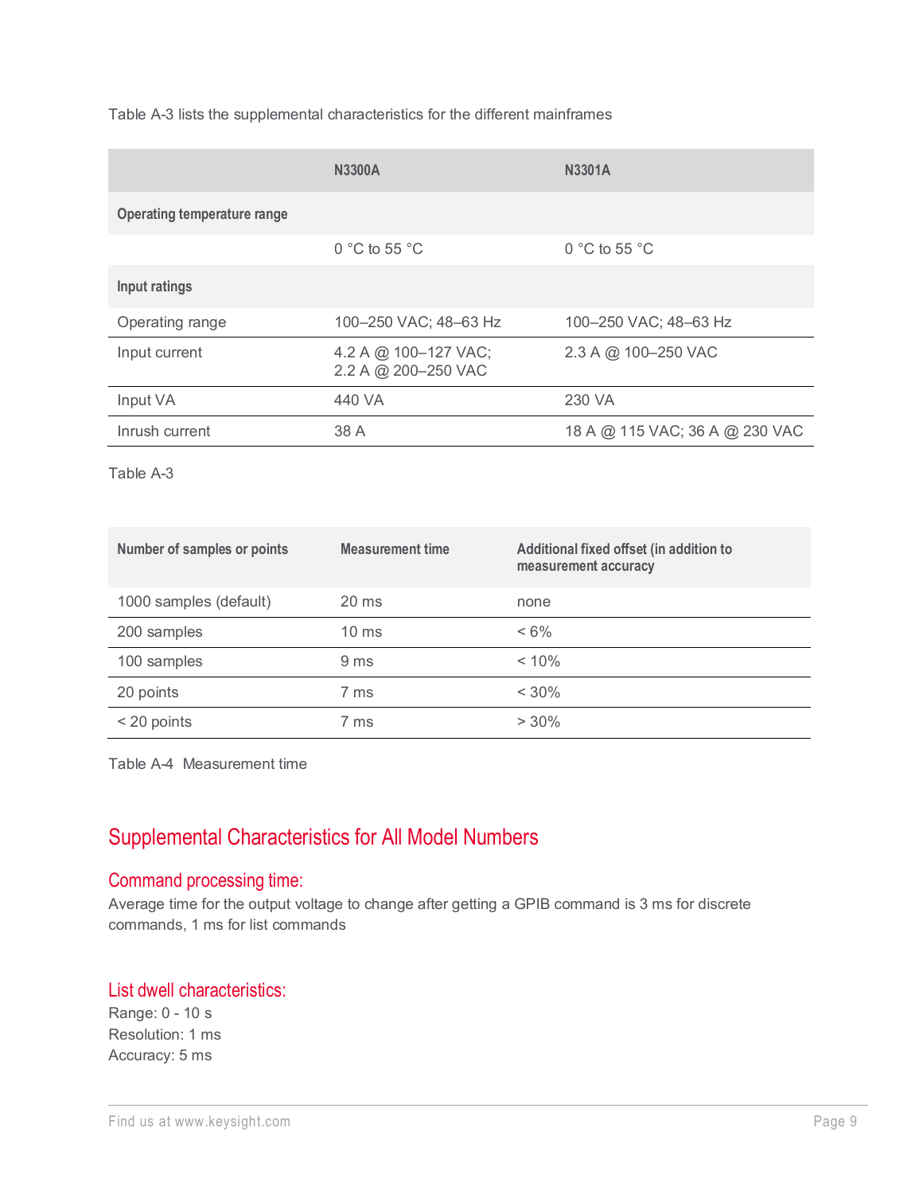Table A-3 lists the supplemental characteristics for the different mainframes

| | N3300A | N3301A |
|---|---|---|
| **Operating temperature range** | | |
| | 0 °C to 55 °C | 0 °C to 55 °C |
| **Input ratings** | | |
| Operating range | 100–250 VAC; 48–63 Hz | 100–250 VAC; 48–63 Hz |
| Input current | 4.2 A @ 100–127 VAC; 2.2 A @ 200–250 VAC | 2.3 A @ 100–250 VAC |
| Input VA | 440 VA | 230 VA |
| Inrush current | 38 A | 18 A @ 115 VAC; 36 A @ 230 VAC |

Table A-3

| Number of samples or points | Measurement time | Additional fixed offset (in addition to measurement accuracy |
|---|---|---|
| 1000 samples (default) | 20 ms | none |
| 200 samples | 10 ms | < 6% |
| 100 samples | 9 ms | < 10% |
| 20 points | 7 ms | < 30% |
| < 20 points | 7 ms | > 30% |

Table A-4 Measurement time

## Supplemental Characteristics for All Model Numbers

### Command processing time:

Average time for the output voltage to change after getting a GPIB command is 3 ms for discrete commands, 1 ms for list commands

### List dwell characteristics:

Range: 0 - 10 s
Resolution: 1 ms
Accuracy: 5 ms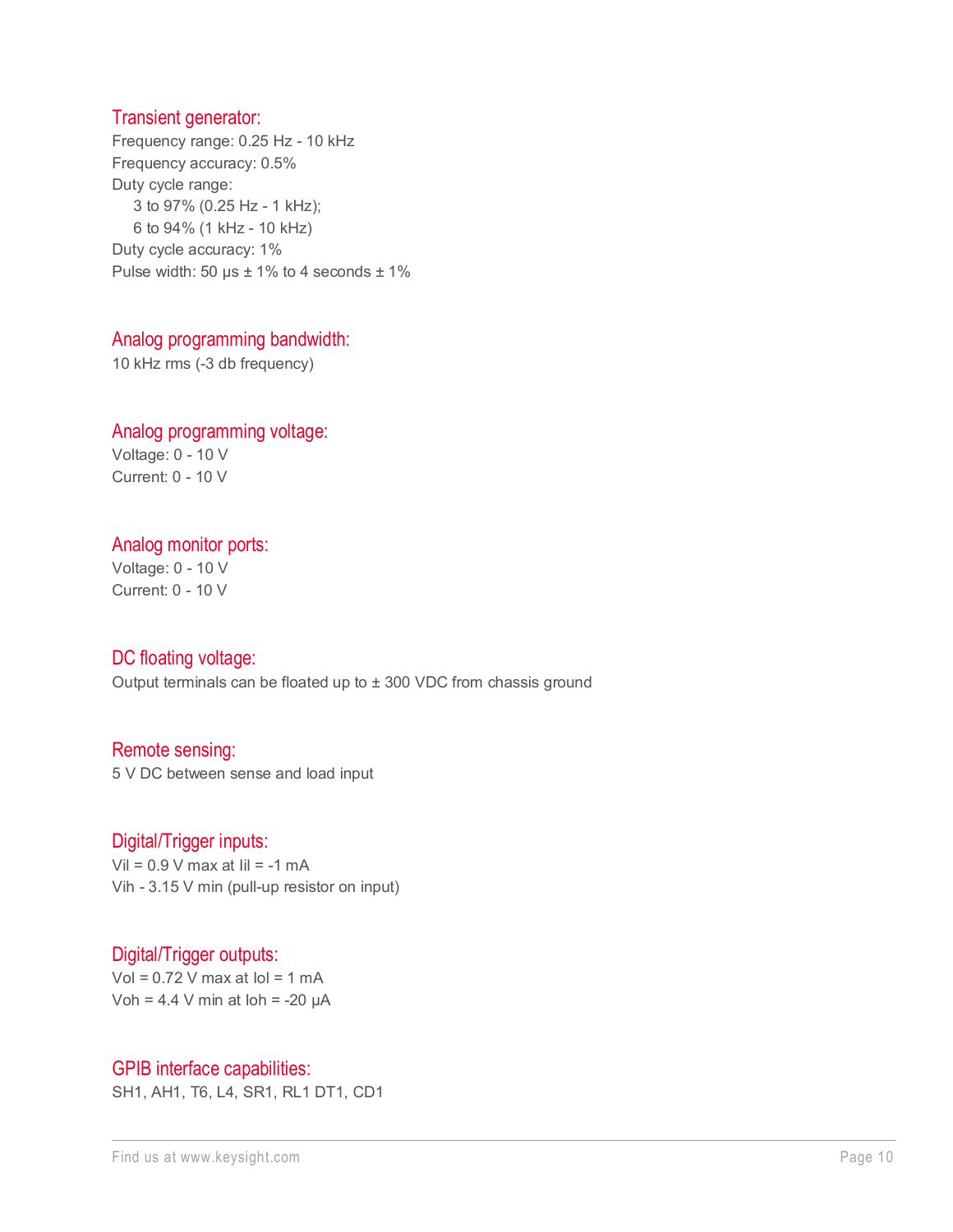## Transient generator:

Frequency range: 0.25 Hz - 10 kHz
Frequency accuracy: 0.5%
Duty cycle range:
- 3 to 97% (0.25 Hz - 1 kHz);
- 6 to 94% (1 kHz - 10 kHz)

Duty cycle accuracy: 1%
Pulse width: 50 μs ± 1% to 4 seconds ± 1%

## Analog programming bandwidth:

10 kHz rms (-3 db frequency)

## Analog programming voltage:

Voltage: 0 - 10 V
Current: 0 - 10 V

## Analog monitor ports:

Voltage: 0 - 10 V
Current: 0 - 10 V

## DC floating voltage:

Output terminals can be floated up to ± 300 VDC from chassis ground

## Remote sensing:

5 V DC between sense and load input

## Digital/Trigger inputs:

$V_{il}$ = 0.9 V max at $I_{il}$ = -1 mA
$V_{ih}$ - 3.15 V min (pull-up resistor on input)

## Digital/Trigger outputs:

$V_{ol}$ = 0.72 V max at $I_{ol}$ = 1 mA
$V_{oh}$ = 4.4 V min at $I_{oh}$ = -20 μA

## GPIB interface capabilities:

SH1, AH1, T6, L4, SR1, RL1 DT1, CD1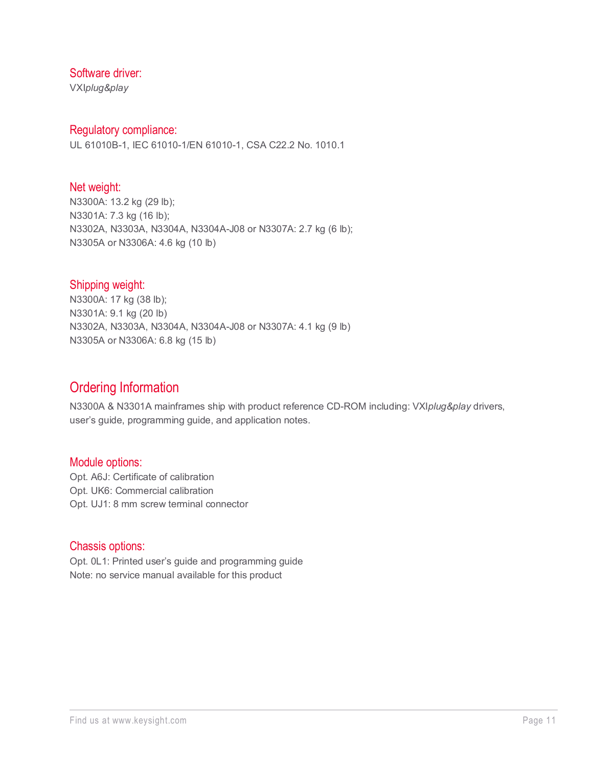### Software driver:

VXI*plug&play*

### Regulatory compliance:

UL 61010B-1, IEC 61010-1/EN 61010-1, CSA C22.2 No. 1010.1

### Net weight:

N3300A: 13.2 kg (29 lb);
N3301A: 7.3 kg (16 lb);
N3302A, N3303A, N3304A, N3304A-J08 or N3307A: 2.7 kg (6 lb);
N3305A or N3306A: 4.6 kg (10 lb)

### Shipping weight:

N3300A: 17 kg (38 lb);
N3301A: 9.1 kg (20 lb)
N3302A, N3303A, N3304A, N3304A-J08 or N3307A: 4.1 kg (9 lb)
N3305A or N3306A: 6.8 kg (15 lb)

## Ordering Information

N3300A & N3301A mainframes ship with product reference CD-ROM including: VXI*plug&play* drivers, user's guide, programming guide, and application notes.

### Module options:

Opt. A6J: Certificate of calibration
Opt. UK6: Commercial calibration
Opt. UJ1: 8 mm screw terminal connector

### Chassis options:

Opt. 0L1: Printed user's guide and programming guide
Note: no service manual available for this product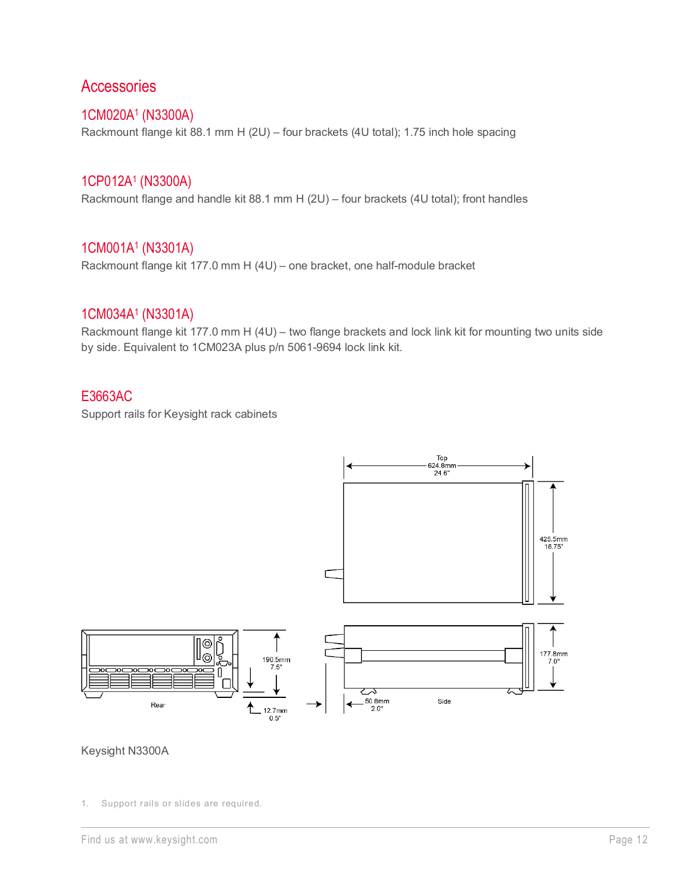## Accessories

### 1CM020A[1] (N3300A)

Rackmount flange kit 88.1 mm H (2U) – four brackets (4U total); 1.75 inch hole spacing

### 1CP012A[1] (N3300A)

Rackmount flange and handle kit 88.1 mm H (2U) – four brackets (4U total); front handles

### 1CM001A[1] (N3301A)

Rackmount flange kit 177.0 mm H (4U) – one bracket, one half-module bracket

### 1CM034A[1] (N3301A)

Rackmount flange kit 177.0 mm H (4U) – two flange brackets and lock link kit for mounting two units side by side. Equivalent to 1CM023A plus p/n 5061-9694 lock link kit.

### E3663AC

Support rails for Keysight rack cabinets

Top 624.8mm 24.6"

425.5mm 16.75"

190.5mm 7.5"

177.8mm 7.0"

12.7mm 0.5"

50.8mm 2.0"

Rear

Side

Keysight N3300A

1. Support rails or slides are required.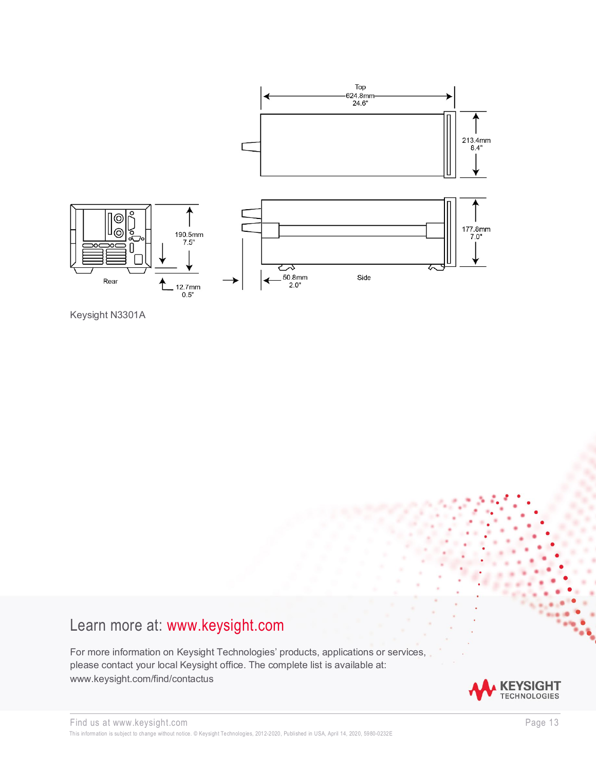Top
624.8mm
24.6"

213.4mm
8.4"

190.5mm
7.5"

177.8mm
7.0"

Rear

12.7mm
0.5"

50.8mm
2.0"

Side

Keysight N3301A

## Learn more at: www.keysight.com

For more information on Keysight Technologies' products, applications or services, please contact your local Keysight office. The complete list is available at: www.keysight.com/find/contactus

KEYSIGHT TECHNOLOGIES

Find us at www.keysight.com

This information is subject to change without notice. © Keysight Technologies, 2012-2020, Published in USA, April 14, 2020, 5980-0232E